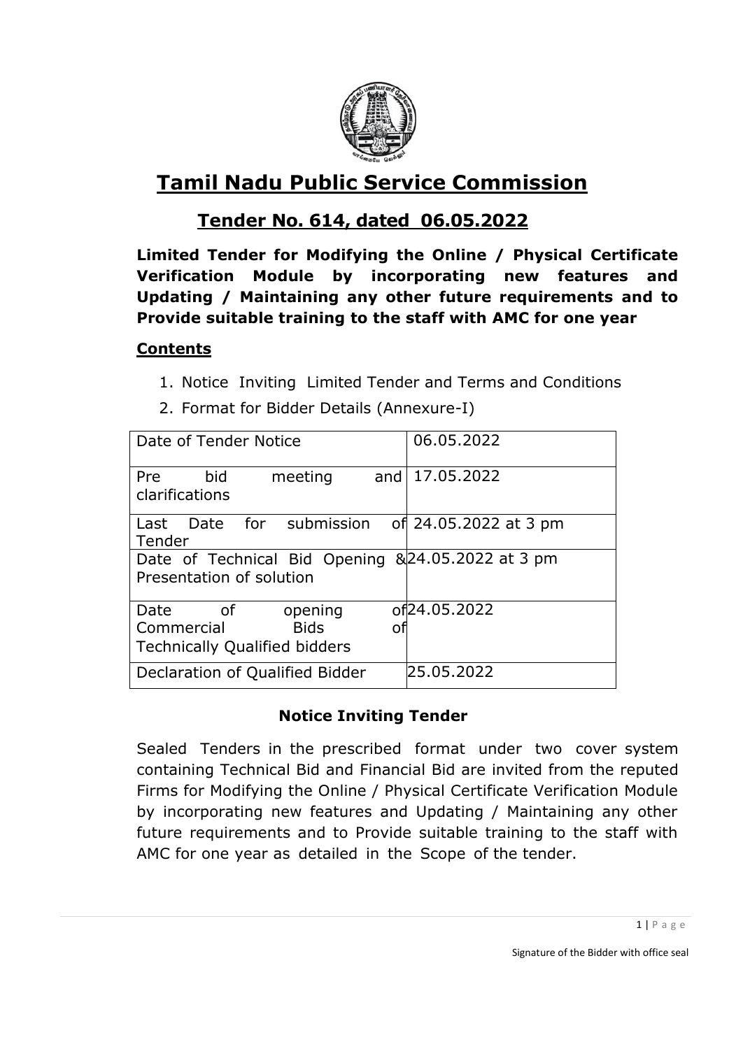# Tamil Nadu Public Service Commission

## Tender No. 614, dated 06.05.2022

**Limited Tender for Modifying the Online / Physical Certificate Verification Module by incorporating new features and Updating / Maintaining any other future requirements and to Provide suitable training to the staff with AMC for one year**

### Contents

1. Notice Inviting Limited Tender and Terms and Conditions
2. Format for Bidder Details (Annexure-I)

| | |
|---|---|
| Date of Tender Notice | 06.05.2022 |
| Pre bid meeting and clarifications | 17.05.2022 |
| Last Date for submission of Tender | 24.05.2022 at 3 pm |
| Date of Technical Bid Opening & Presentation of solution | 24.05.2022 at 3 pm |
| Date of opening of Commercial Bids of Technically Qualified bidders | 24.05.2022 |
| Declaration of Qualified Bidder | 25.05.2022 |

### Notice Inviting Tender

Sealed Tenders in the prescribed format under two cover system containing Technical Bid and Financial Bid are invited from the reputed Firms for Modifying the Online / Physical Certificate Verification Module by incorporating new features and Updating / Maintaining any other future requirements and to Provide suitable training to the staff with AMC for one year as detailed in the Scope of the tender.

Signature of the Bidder with office seal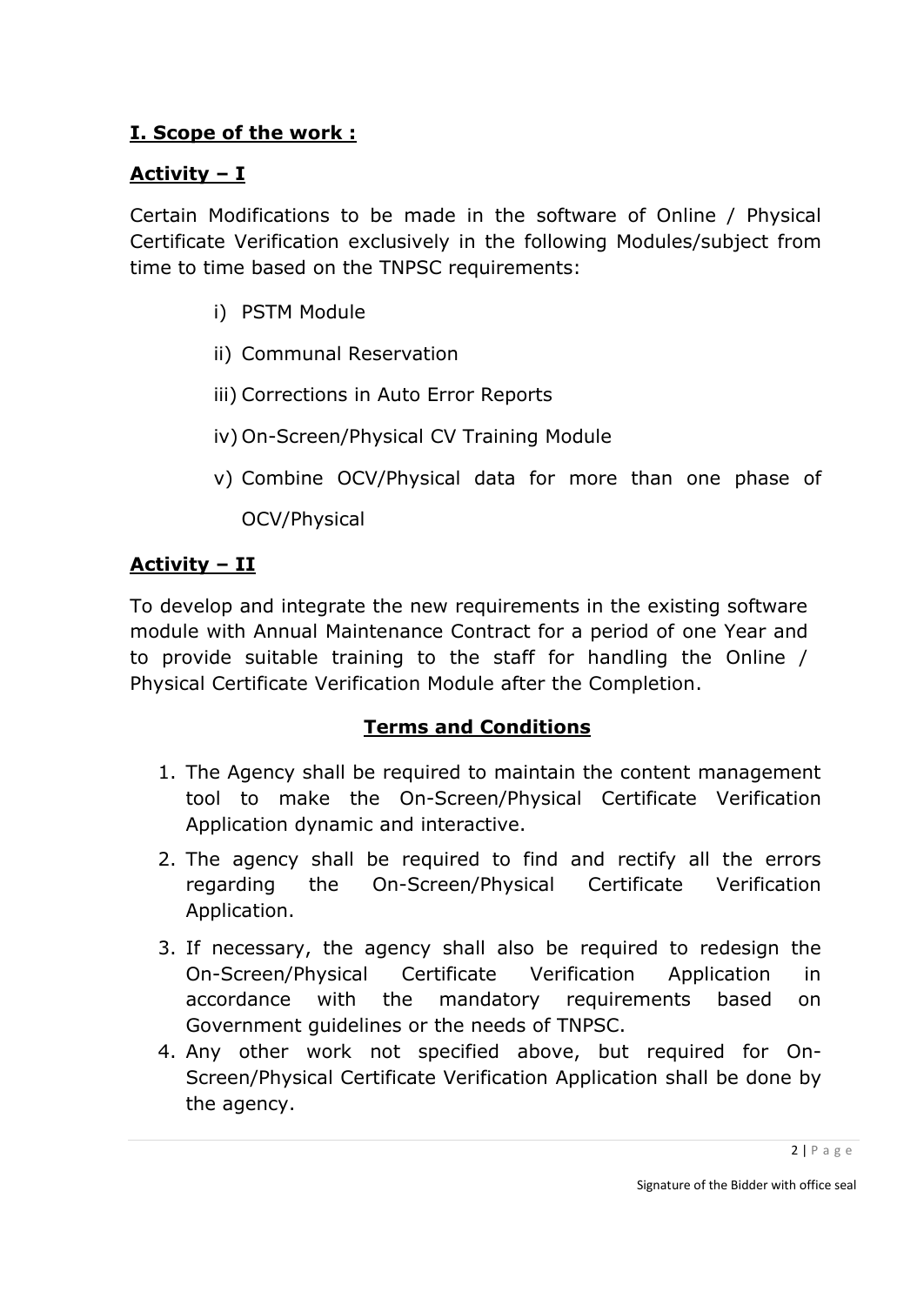## **I. Scope of the work :**

### **Activity – I**

Certain Modifications to be made in the software of Online / Physical Certificate Verification exclusively in the following Modules/subject from time to time based on the TNPSC requirements:

- i) PSTM Module
- ii) Communal Reservation
- iii) Corrections in Auto Error Reports
- iv) On-Screen/Physical CV Training Module
- v) Combine OCV/Physical data for more than one phase of OCV/Physical

### **Activity – II**

To develop and integrate the new requirements in the existing software module with Annual Maintenance Contract for a period of one Year and to provide suitable training to the staff for handling the Online / Physical Certificate Verification Module after the Completion.

### **Terms and Conditions**

1. The Agency shall be required to maintain the content management tool to make the On-Screen/Physical Certificate Verification Application dynamic and interactive.
2. The agency shall be required to find and rectify all the errors regarding the On-Screen/Physical Certificate Verification Application.
3. If necessary, the agency shall also be required to redesign the On-Screen/Physical Certificate Verification Application in accordance with the mandatory requirements based on Government guidelines or the needs of TNPSC.
4. Any other work not specified above, but required for On-Screen/Physical Certificate Verification Application shall be done by the agency.

Signature of the Bidder with office seal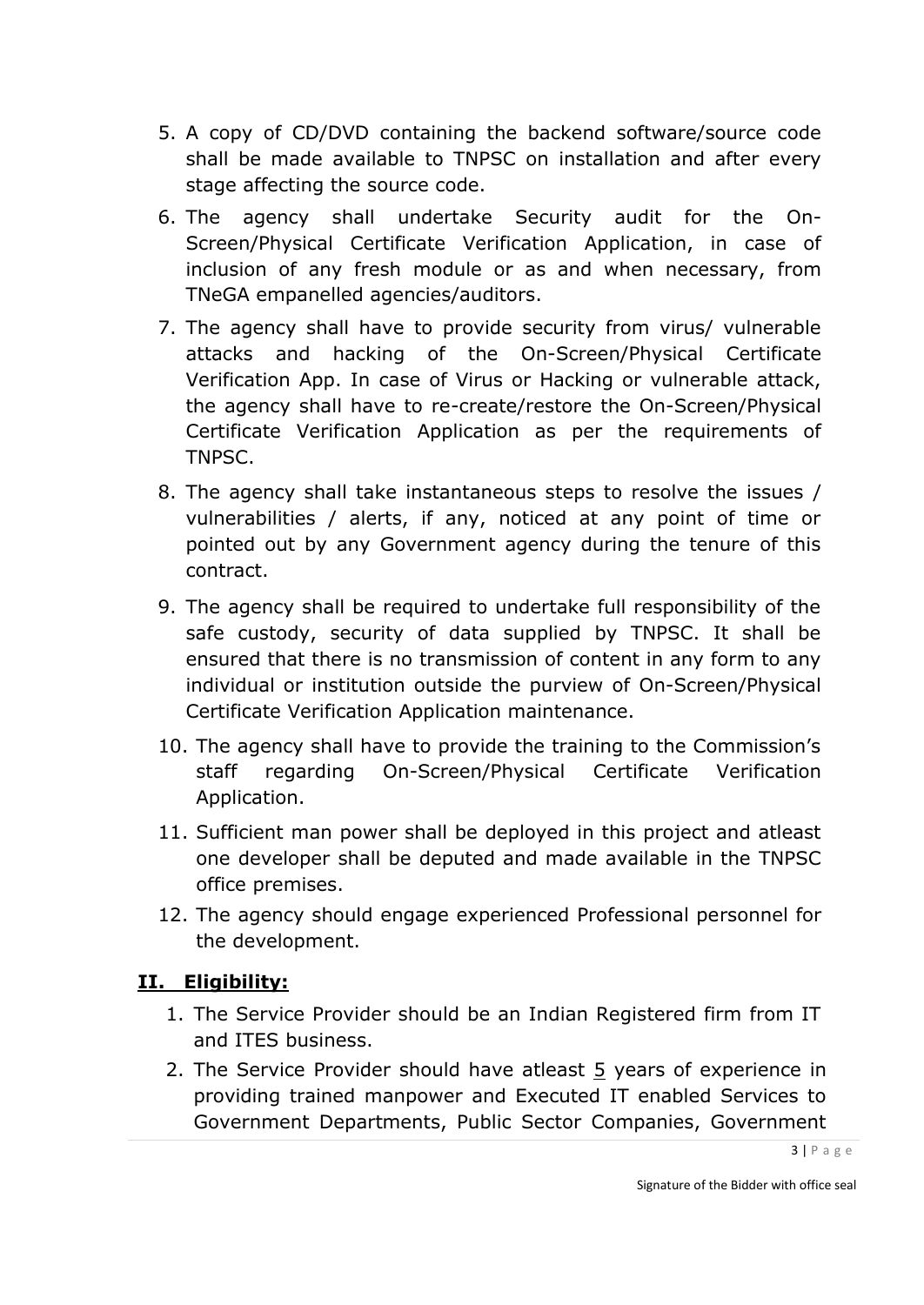5. A copy of CD/DVD containing the backend software/source code shall be made available to TNPSC on installation and after every stage affecting the source code.
6. The agency shall undertake Security audit for the On-Screen/Physical Certificate Verification Application, in case of inclusion of any fresh module or as and when necessary, from TNeGA empanelled agencies/auditors.
7. The agency shall have to provide security from virus/ vulnerable attacks and hacking of the On-Screen/Physical Certificate Verification App. In case of Virus or Hacking or vulnerable attack, the agency shall have to re-create/restore the On-Screen/Physical Certificate Verification Application as per the requirements of TNPSC.
8. The agency shall take instantaneous steps to resolve the issues / vulnerabilities / alerts, if any, noticed at any point of time or pointed out by any Government agency during the tenure of this contract.
9. The agency shall be required to undertake full responsibility of the safe custody, security of data supplied by TNPSC. It shall be ensured that there is no transmission of content in any form to any individual or institution outside the purview of On-Screen/Physical Certificate Verification Application maintenance.
10. The agency shall have to provide the training to the Commission's staff regarding On-Screen/Physical Certificate Verification Application.
11. Sufficient man power shall be deployed in this project and atleast one developer shall be deputed and made available in the TNPSC office premises.
12. The agency should engage experienced Professional personnel for the development.

## II. Eligibility:

1. The Service Provider should be an Indian Registered firm from IT and ITES business.
2. The Service Provider should have atleast 5 years of experience in providing trained manpower and Executed IT enabled Services to Government Departments, Public Sector Companies, Government

Signature of the Bidder with office seal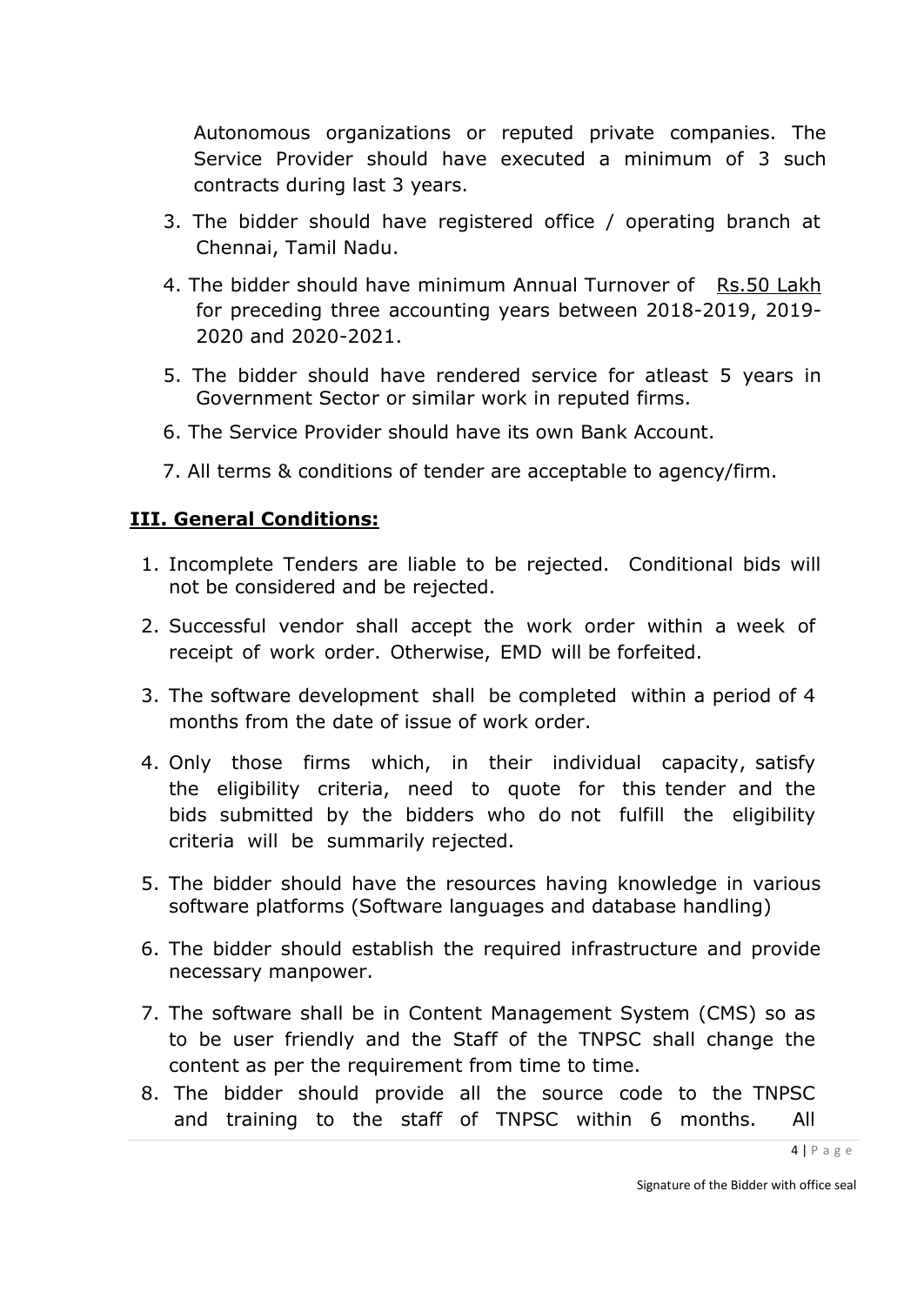Autonomous organizations or reputed private companies. The Service Provider should have executed a minimum of 3 such contracts during last 3 years.

3. The bidder should have registered office / operating branch at Chennai, Tamil Nadu.
4. The bidder should have minimum Annual Turnover of <u>Rs.50 Lakh</u> for preceding three accounting years between 2018-2019, 2019-2020 and 2020-2021.
5. The bidder should have rendered service for atleast 5 years in Government Sector or similar work in reputed firms.
6. The Service Provider should have its own Bank Account.
7. All terms & conditions of tender are acceptable to agency/firm.

## <u>III. General Conditions:</u>

1. Incomplete Tenders are liable to be rejected. Conditional bids will not be considered and be rejected.
2. Successful vendor shall accept the work order within a week of receipt of work order. Otherwise, EMD will be forfeited.
3. The software development shall be completed within a period of 4 months from the date of issue of work order.
4. Only those firms which, in their individual capacity, satisfy the eligibility criteria, need to quote for this tender and the bids submitted by the bidders who do not fulfill the eligibility criteria will be summarily rejected.
5. The bidder should have the resources having knowledge in various software platforms (Software languages and database handling)
6. The bidder should establish the required infrastructure and provide necessary manpower.
7. The software shall be in Content Management System (CMS) so as to be user friendly and the Staff of the TNPSC shall change the content as per the requirement from time to time.
8. The bidder should provide all the source code to the TNPSC and training to the staff of TNPSC within 6 months. All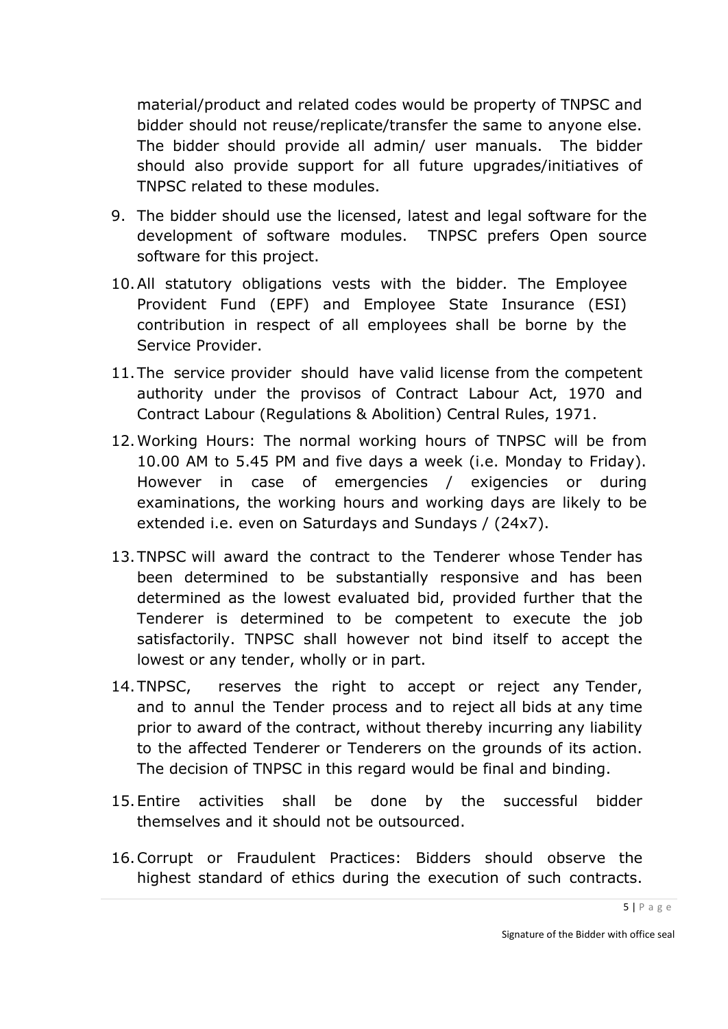material/product and related codes would be property of TNPSC and bidder should not reuse/replicate/transfer the same to anyone else. The bidder should provide all admin/ user manuals. The bidder should also provide support for all future upgrades/initiatives of TNPSC related to these modules.

9. The bidder should use the licensed, latest and legal software for the development of software modules. TNPSC prefers Open source software for this project.

10. All statutory obligations vests with the bidder. The Employee Provident Fund (EPF) and Employee State Insurance (ESI) contribution in respect of all employees shall be borne by the Service Provider.

11. The service provider should have valid license from the competent authority under the provisos of Contract Labour Act, 1970 and Contract Labour (Regulations & Abolition) Central Rules, 1971.

12. Working Hours: The normal working hours of TNPSC will be from 10.00 AM to 5.45 PM and five days a week (i.e. Monday to Friday). However in case of emergencies / exigencies or during examinations, the working hours and working days are likely to be extended i.e. even on Saturdays and Sundays / (24x7).

13. TNPSC will award the contract to the Tenderer whose Tender has been determined to be substantially responsive and has been determined as the lowest evaluated bid, provided further that the Tenderer is determined to be competent to execute the job satisfactorily. TNPSC shall however not bind itself to accept the lowest or any tender, wholly or in part.

14. TNPSC, reserves the right to accept or reject any Tender, and to annul the Tender process and to reject all bids at any time prior to award of the contract, without thereby incurring any liability to the affected Tenderer or Tenderers on the grounds of its action. The decision of TNPSC in this regard would be final and binding.

15. Entire activities shall be done by the successful bidder themselves and it should not be outsourced.

16. Corrupt or Fraudulent Practices: Bidders should observe the highest standard of ethics during the execution of such contracts.

Signature of the Bidder with office seal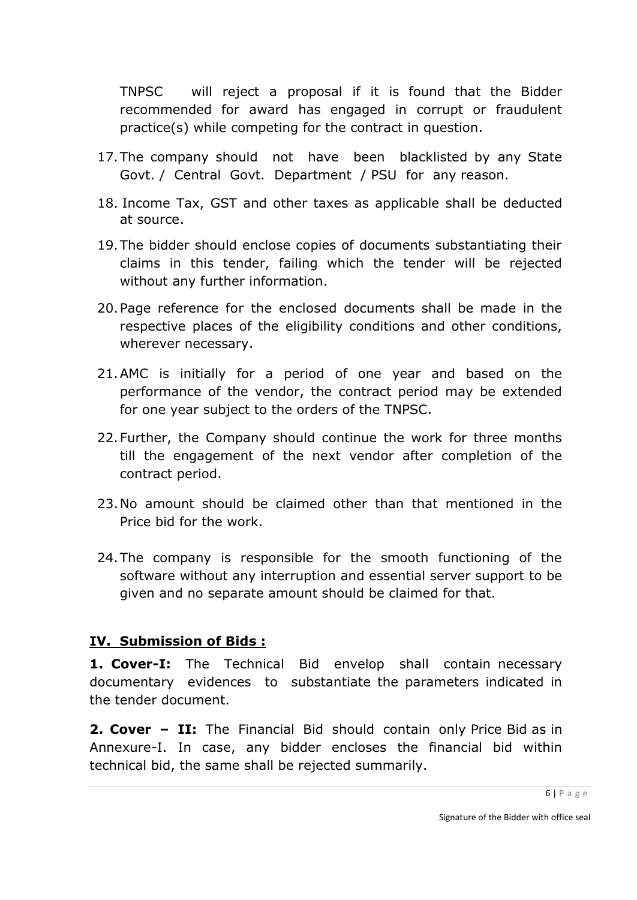TNPSC will reject a proposal if it is found that the Bidder recommended for award has engaged in corrupt or fraudulent practice(s) while competing for the contract in question.

17. The company should not have been blacklisted by any State Govt. / Central Govt. Department / PSU for any reason.
18. Income Tax, GST and other taxes as applicable shall be deducted at source.
19. The bidder should enclose copies of documents substantiating their claims in this tender, failing which the tender will be rejected without any further information.
20. Page reference for the enclosed documents shall be made in the respective places of the eligibility conditions and other conditions, wherever necessary.
21. AMC is initially for a period of one year and based on the performance of the vendor, the contract period may be extended for one year subject to the orders of the TNPSC.
22. Further, the Company should continue the work for three months till the engagement of the next vendor after completion of the contract period.
23. No amount should be claimed other than that mentioned in the Price bid for the work.
24. The company is responsible for the smooth functioning of the software without any interruption and essential server support to be given and no separate amount should be claimed for that.

## IV. Submission of Bids :

**1. Cover-I:** The Technical Bid envelop shall contain necessary documentary evidences to substantiate the parameters indicated in the tender document.

**2. Cover – II:** The Financial Bid should contain only Price Bid as in Annexure-I. In case, any bidder encloses the financial bid within technical bid, the same shall be rejected summarily.

Signature of the Bidder with office seal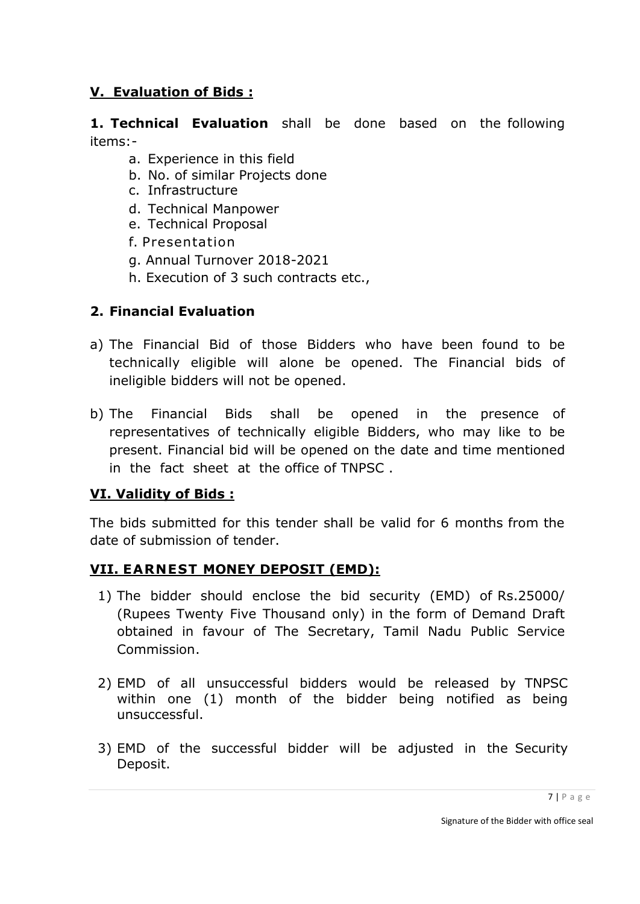## V. Evaluation of Bids :

**1. Technical Evaluation** shall be done based on the following items:-

a. Experience in this field
b. No. of similar Projects done
c. Infrastructure
d. Technical Manpower
e. Technical Proposal
f. Presentation
g. Annual Turnover 2018-2021
h. Execution of 3 such contracts etc.,

### 2. Financial Evaluation

a) The Financial Bid of those Bidders who have been found to be technically eligible will alone be opened. The Financial bids of ineligible bidders will not be opened.

b) The Financial Bids shall be opened in the presence of representatives of technically eligible Bidders, who may like to be present. Financial bid will be opened on the date and time mentioned in the fact sheet at the office of TNPSC .

## VI. Validity of Bids :

The bids submitted for this tender shall be valid for 6 months from the date of submission of tender.

## VII. EARNEST MONEY DEPOSIT (EMD):

1) The bidder should enclose the bid security (EMD) of Rs.25000/ (Rupees Twenty Five Thousand only) in the form of Demand Draft obtained in favour of The Secretary, Tamil Nadu Public Service Commission.

2) EMD of all unsuccessful bidders would be released by TNPSC within one (1) month of the bidder being notified as being unsuccessful.

3) EMD of the successful bidder will be adjusted in the Security Deposit.

Signature of the Bidder with office seal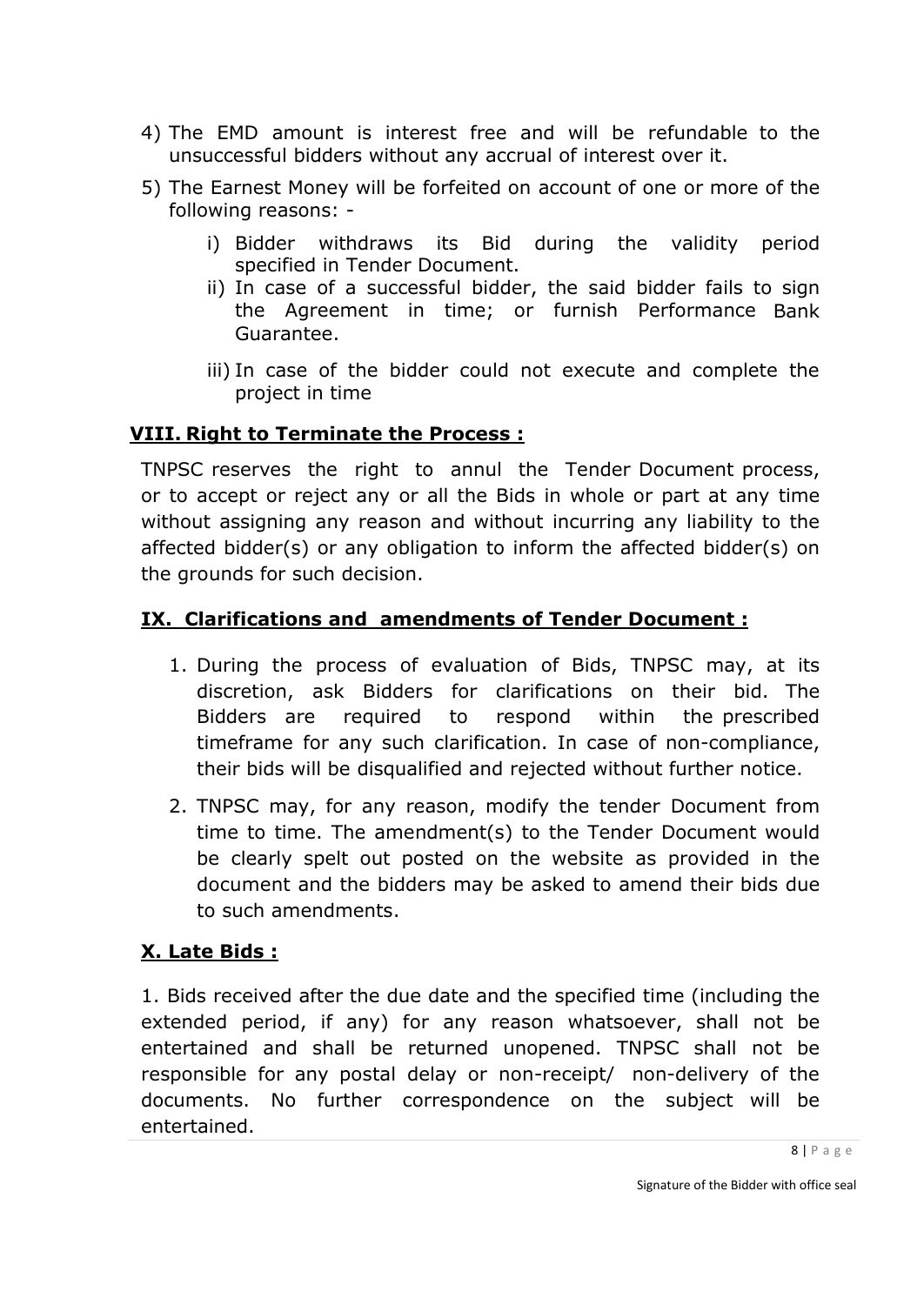4) The EMD amount is interest free and will be refundable to the unsuccessful bidders without any accrual of interest over it.

5) The Earnest Money will be forfeited on account of one or more of the following reasons: -

    i) Bidder withdraws its Bid during the validity period specified in Tender Document.

    ii) In case of a successful bidder, the said bidder fails to sign the Agreement in time; or furnish Performance Bank Guarantee.

    iii) In case of the bidder could not execute and complete the project in time

## VIII. Right to Terminate the Process :

TNPSC reserves the right to annul the Tender Document process, or to accept or reject any or all the Bids in whole or part at any time without assigning any reason and without incurring any liability to the affected bidder(s) or any obligation to inform the affected bidder(s) on the grounds for such decision.

## IX. Clarifications and amendments of Tender Document :

1. During the process of evaluation of Bids, TNPSC may, at its discretion, ask Bidders for clarifications on their bid. The Bidders are required to respond within the prescribed timeframe for any such clarification. In case of non-compliance, their bids will be disqualified and rejected without further notice.

2. TNPSC may, for any reason, modify the tender Document from time to time. The amendment(s) to the Tender Document would be clearly spelt out posted on the website as provided in the document and the bidders may be asked to amend their bids due to such amendments.

## X. Late Bids :

1. Bids received after the due date and the specified time (including the extended period, if any) for any reason whatsoever, shall not be entertained and shall be returned unopened. TNPSC shall not be responsible for any postal delay or non-receipt/ non-delivery of the documents. No further correspondence on the subject will be entertained.

Signature of the Bidder with office seal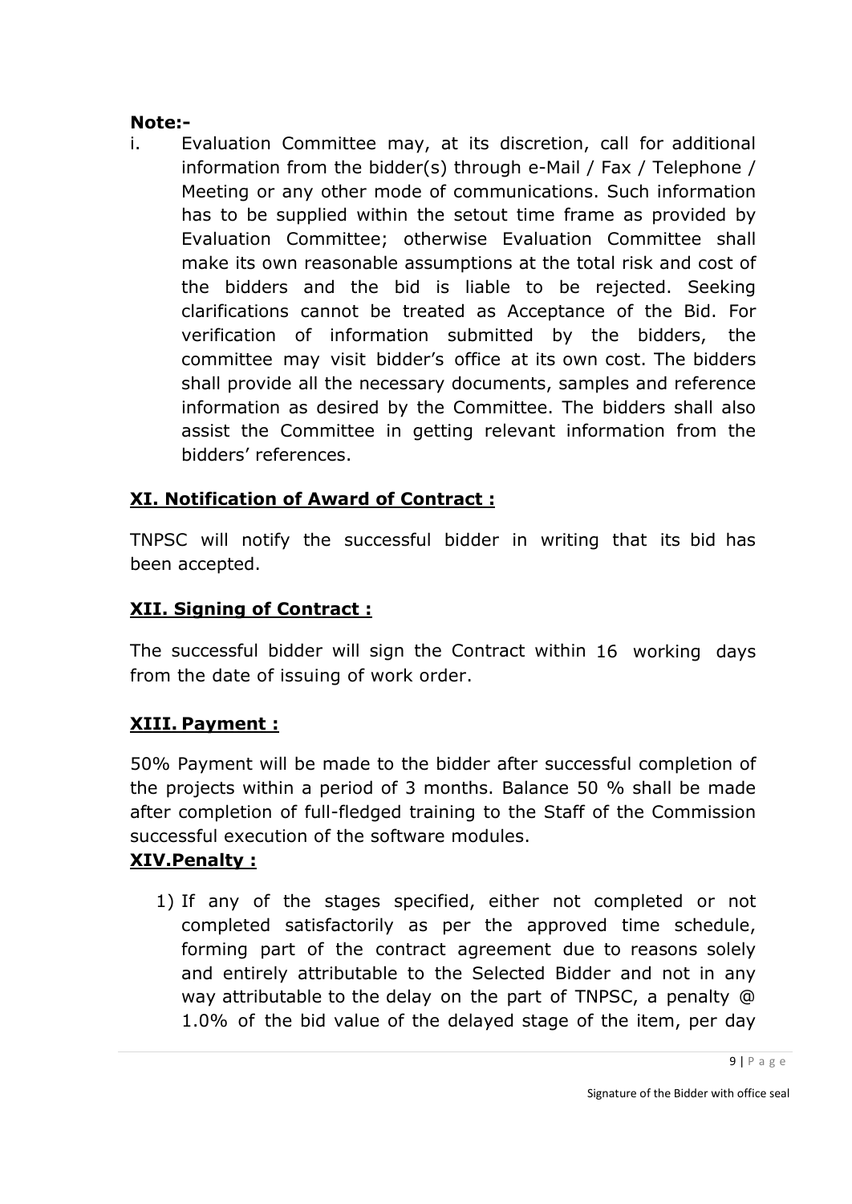**Note:-**

i. Evaluation Committee may, at its discretion, call for additional information from the bidder(s) through e-Mail / Fax / Telephone / Meeting or any other mode of communications. Such information has to be supplied within the setout time frame as provided by Evaluation Committee; otherwise Evaluation Committee shall make its own reasonable assumptions at the total risk and cost of the bidders and the bid is liable to be rejected. Seeking clarifications cannot be treated as Acceptance of the Bid. For verification of information submitted by the bidders, the committee may visit bidder's office at its own cost. The bidders shall provide all the necessary documents, samples and reference information as desired by the Committee. The bidders shall also assist the Committee in getting relevant information from the bidders' references.

## XI. Notification of Award of Contract :

TNPSC will notify the successful bidder in writing that its bid has been accepted.

## XII. Signing of Contract :

The successful bidder will sign the Contract within 16 working days from the date of issuing of work order.

## XIII. Payment :

50% Payment will be made to the bidder after successful completion of the projects within a period of 3 months. Balance 50 % shall be made after completion of full-fledged training to the Staff of the Commission successful execution of the software modules.

## XIV.Penalty :

1) If any of the stages specified, either not completed or not completed satisfactorily as per the approved time schedule, forming part of the contract agreement due to reasons solely and entirely attributable to the Selected Bidder and not in any way attributable to the delay on the part of TNPSC, a penalty @ 1.0% of the bid value of the delayed stage of the item, per day

Signature of the Bidder with office seal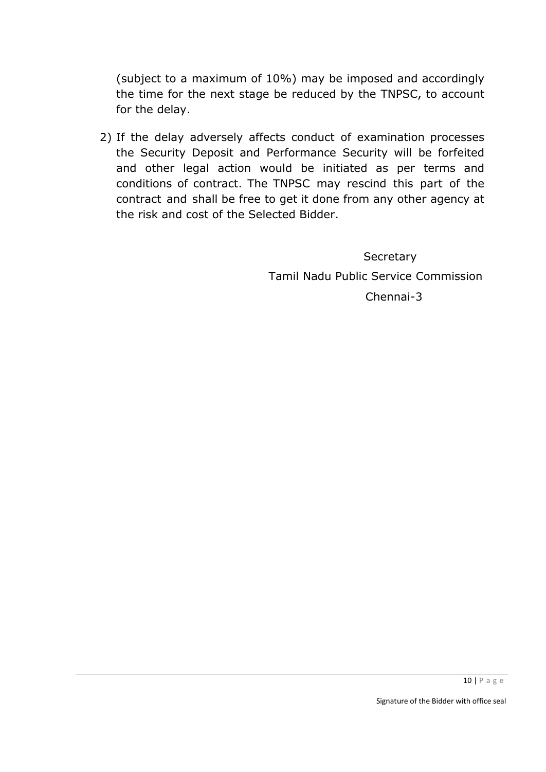(subject to a maximum of 10%) may be imposed and accordingly the time for the next stage be reduced by the TNPSC, to account for the delay.

2) If the delay adversely affects conduct of examination processes the Security Deposit and Performance Security will be forfeited and other legal action would be initiated as per terms and conditions of contract. The TNPSC may rescind this part of the contract and shall be free to get it done from any other agency at the risk and cost of the Selected Bidder.

Secretary

Tamil Nadu Public Service Commission

Chennai-3

Signature of the Bidder with office seal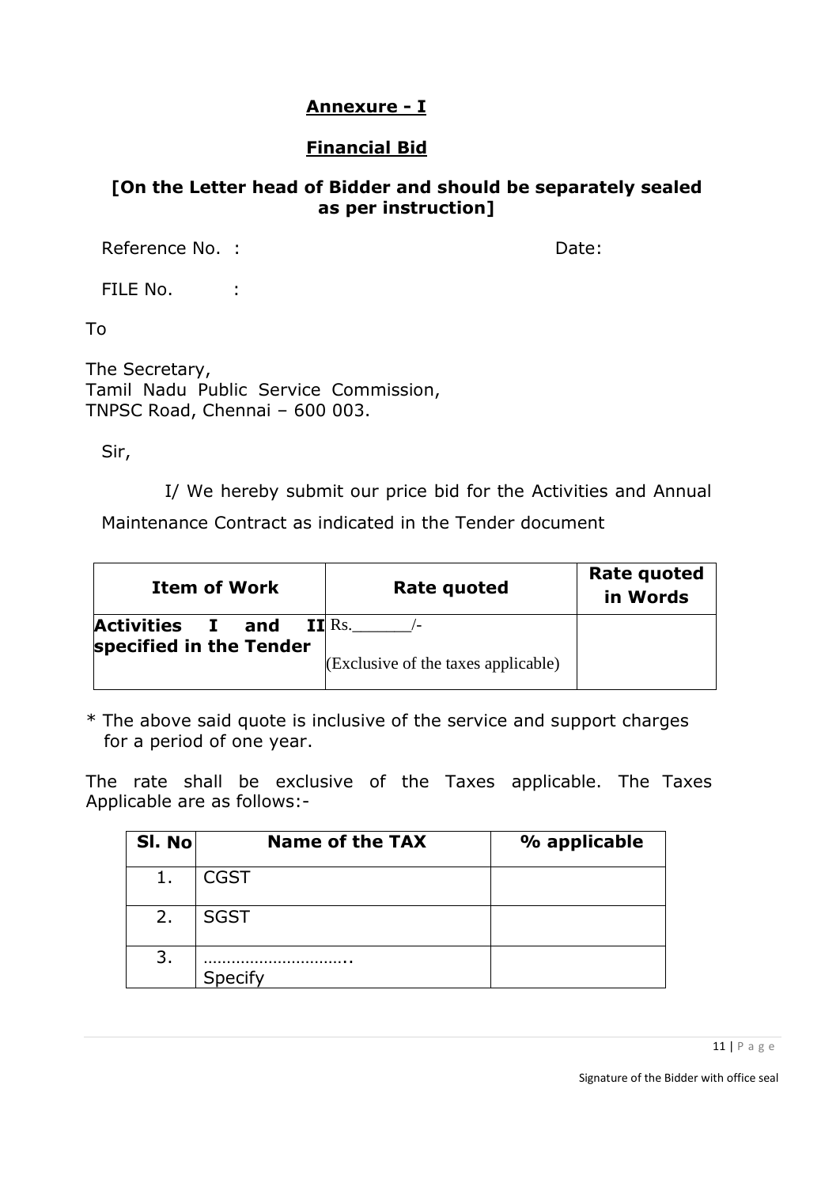## Annexure - I

## Financial Bid

### [On the Letter head of Bidder and should be separately sealed as per instruction]

Reference No. : Date:

FILE No. :

To

The Secretary,
Tamil Nadu Public Service Commission,
TNPSC Road, Chennai – 600 003.

Sir,

I/ We hereby submit our price bid for the Activities and Annual Maintenance Contract as indicated in the Tender document

| Item of Work | Rate quoted | Rate quoted in Words |
|---|---|---|
| **Activities I and II specified in the Tender** | Rs.______/- (Exclusive of the taxes applicable) | |

* The above said quote is inclusive of the service and support charges for a period of one year.

The rate shall be exclusive of the Taxes applicable. The Taxes Applicable are as follows:-

| Sl. No | Name of the TAX | % applicable |
|---|---|---|
| 1. | CGST | |
| 2. | SGST | |
| 3. | ………………………….. Specify | |

Signature of the Bidder with office seal